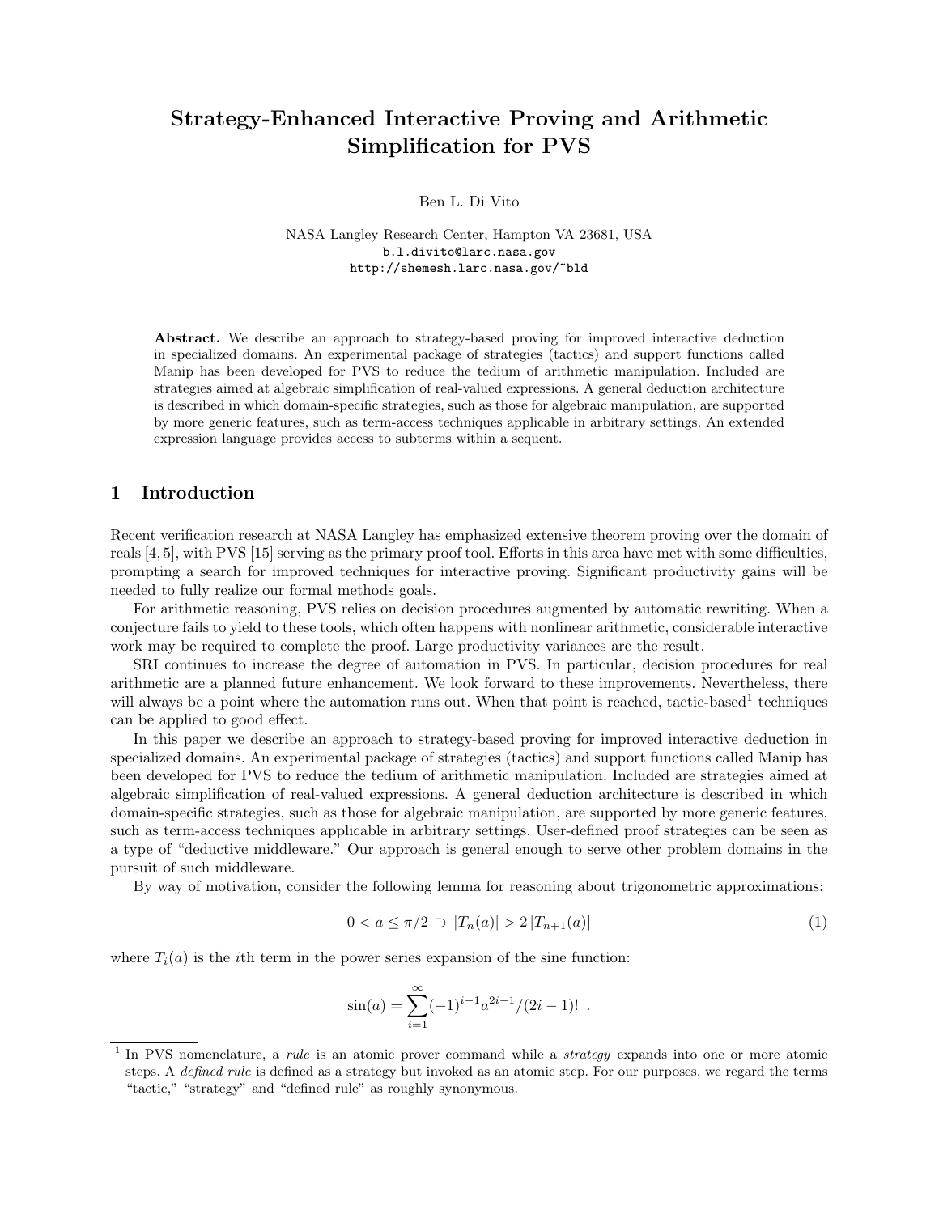# Strategy-Enhanced Interactive Proving and Arithmetic Simplification for PVS

Ben L. Di Vito

NASA Langley Research Center, Hampton VA 23681, USA
b.l.divito@larc.nasa.gov
http://shemesh.larc.nasa.gov/~bld

**Abstract.** We describe an approach to strategy-based proving for improved interactive deduction in specialized domains. An experimental package of strategies (tactics) and support functions called Manip has been developed for PVS to reduce the tedium of arithmetic manipulation. Included are strategies aimed at algebraic simplification of real-valued expressions. A general deduction architecture is described in which domain-specific strategies, such as those for algebraic manipulation, are supported by more generic features, such as term-access techniques applicable in arbitrary settings. An extended expression language provides access to subterms within a sequent.

## 1 Introduction

Recent verification research at NASA Langley has emphasized extensive theorem proving over the domain of reals [4, 5], with PVS [15] serving as the primary proof tool. Efforts in this area have met with some difficulties, prompting a search for improved techniques for interactive proving. Significant productivity gains will be needed to fully realize our formal methods goals.

For arithmetic reasoning, PVS relies on decision procedures augmented by automatic rewriting. When a conjecture fails to yield to these tools, which often happens with nonlinear arithmetic, considerable interactive work may be required to complete the proof. Large productivity variances are the result.

SRI continues to increase the degree of automation in PVS. In particular, decision procedures for real arithmetic are a planned future enhancement. We look forward to these improvements. Nevertheless, there will always be a point where the automation runs out. When that point is reached, tactic-based[1] techniques can be applied to good effect.

In this paper we describe an approach to strategy-based proving for improved interactive deduction in specialized domains. An experimental package of strategies (tactics) and support functions called Manip has been developed for PVS to reduce the tedium of arithmetic manipulation. Included are strategies aimed at algebraic simplification of real-valued expressions. A general deduction architecture is described in which domain-specific strategies, such as those for algebraic manipulation, are supported by more generic features, such as term-access techniques applicable in arbitrary settings. User-defined proof strategies can be seen as a type of "deductive middleware." Our approach is general enough to serve other problem domains in the pursuit of such middleware.

By way of motivation, consider the following lemma for reasoning about trigonometric approximations:

$$0 < a \leq \pi/2 \supset |T_n(a)| > 2\,|T_{n+1}(a)| \tag{1}$$

where $T_i(a)$ is the $i$th term in the power series expansion of the sine function:

$$\sin(a) = \sum_{i=1}^{\infty} (-1)^{i-1} a^{2i-1}/(2i-1)!\ .$$

[1] In PVS nomenclature, a *rule* is an atomic prover command while a *strategy* expands into one or more atomic steps. A *defined rule* is defined as a strategy but invoked as an atomic step. For our purposes, we regard the terms "tactic," "strategy" and "defined rule" as roughly synonymous.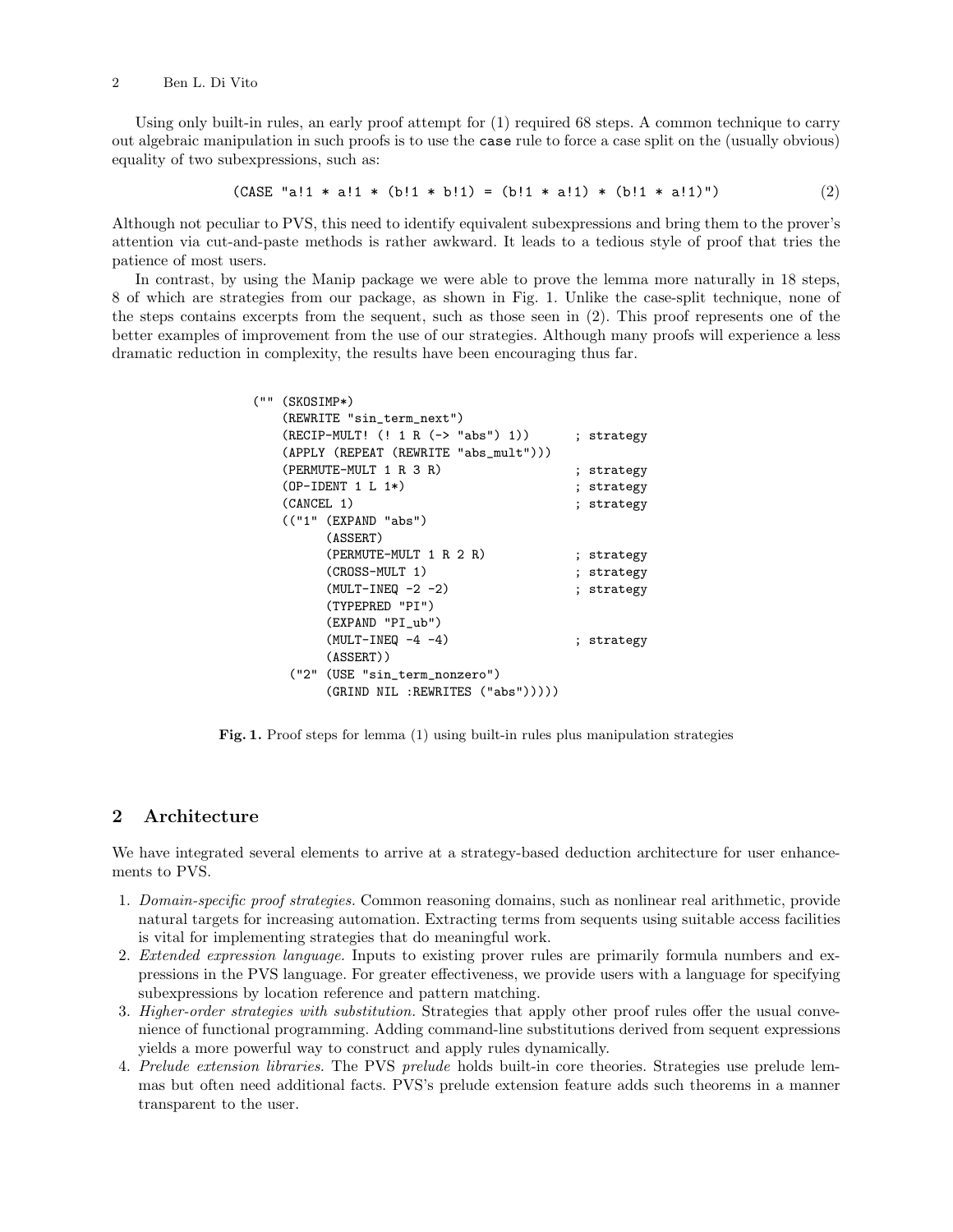Using only built-in rules, an early proof attempt for (1) required 68 steps. A common technique to carry out algebraic manipulation in such proofs is to use the `case` rule to force a case split on the (usually obvious) equality of two subexpressions, such as:

```
(CASE "a!1 * a!1 * (b!1 * b!1) = (b!1 * a!1) * (b!1 * a!1)")        (2)
```

Although not peculiar to PVS, this need to identify equivalent subexpressions and bring them to the prover's attention via cut-and-paste methods is rather awkward. It leads to a tedious style of proof that tries the patience of most users.

In contrast, by using the Manip package we were able to prove the lemma more naturally in 18 steps, 8 of which are strategies from our package, as shown in Fig. 1. Unlike the case-split technique, none of the steps contains excerpts from the sequent, such as those seen in (2). This proof represents one of the better examples of improvement from the use of our strategies. Although many proofs will experience a less dramatic reduction in complexity, the results have been encouraging thus far.

```
("" (SKOSIMP*)
    (REWRITE "sin_term_next")
    (RECIP-MULT! (! 1 R (-> "abs") 1))      ; strategy
    (APPLY (REPEAT (REWRITE "abs_mult")))
    (PERMUTE-MULT 1 R 3 R)                  ; strategy
    (OP-IDENT 1 L 1*)                       ; strategy
    (CANCEL 1)                              ; strategy
    (("1" (EXPAND "abs")
          (ASSERT)
          (PERMUTE-MULT 1 R 2 R)            ; strategy
          (CROSS-MULT 1)                    ; strategy
          (MULT-INEQ -2 -2)                 ; strategy
          (TYPEPRED "PI")
          (EXPAND "PI_ub")
          (MULT-INEQ -4 -4)                 ; strategy
          (ASSERT))
     ("2" (USE "sin_term_nonzero")
          (GRIND NIL :REWRITES ("abs")))))
```

**Fig. 1.** Proof steps for lemma (1) using built-in rules plus manipulation strategies

## 2 Architecture

We have integrated several elements to arrive at a strategy-based deduction architecture for user enhancements to PVS.

1. *Domain-specific proof strategies.* Common reasoning domains, such as nonlinear real arithmetic, provide natural targets for increasing automation. Extracting terms from sequents using suitable access facilities is vital for implementing strategies that do meaningful work.
2. *Extended expression language.* Inputs to existing prover rules are primarily formula numbers and expressions in the PVS language. For greater effectiveness, we provide users with a language for specifying subexpressions by location reference and pattern matching.
3. *Higher-order strategies with substitution.* Strategies that apply other proof rules offer the usual convenience of functional programming. Adding command-line substitutions derived from sequent expressions yields a more powerful way to construct and apply rules dynamically.
4. *Prelude extension libraries.* The PVS *prelude* holds built-in core theories. Strategies use prelude lemmas but often need additional facts. PVS's prelude extension feature adds such theorems in a manner transparent to the user.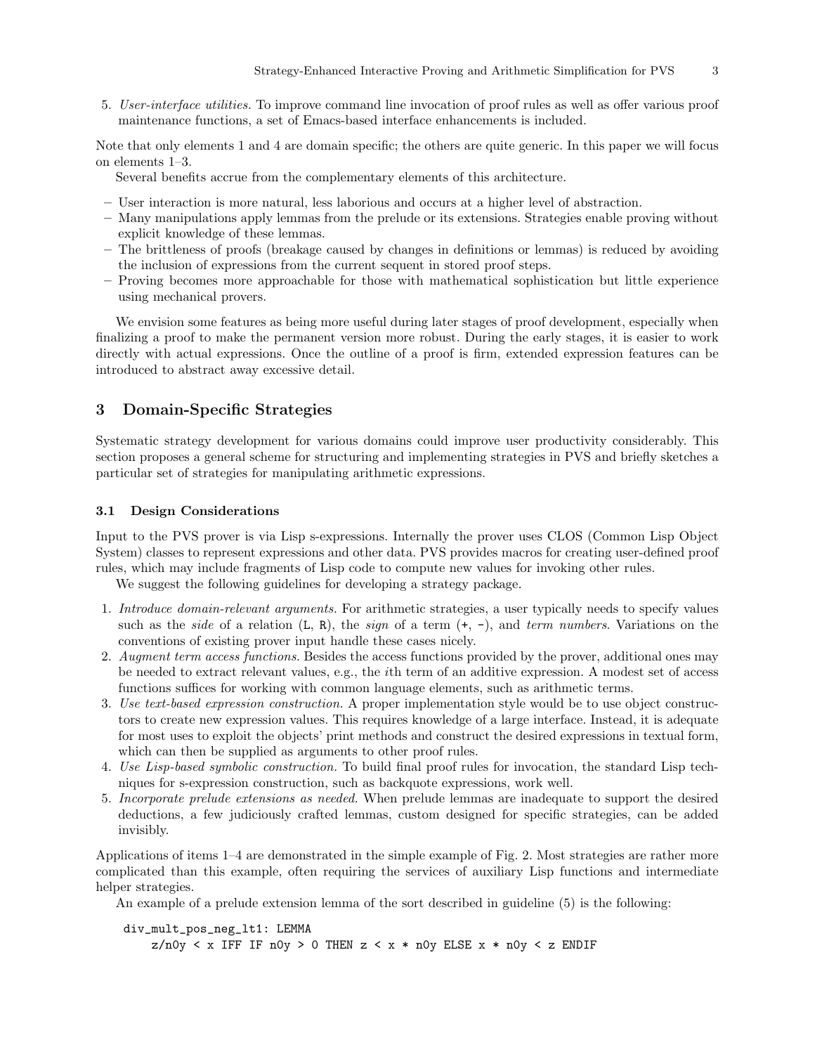5. *User-interface utilities.* To improve command line invocation of proof rules as well as offer various proof maintenance functions, a set of Emacs-based interface enhancements is included.

Note that only elements 1 and 4 are domain specific; the others are quite generic. In this paper we will focus on elements 1–3.

Several benefits accrue from the complementary elements of this architecture.

- User interaction is more natural, less laborious and occurs at a higher level of abstraction.
- Many manipulations apply lemmas from the prelude or its extensions. Strategies enable proving without explicit knowledge of these lemmas.
- The brittleness of proofs (breakage caused by changes in definitions or lemmas) is reduced by avoiding the inclusion of expressions from the current sequent in stored proof steps.
- Proving becomes more approachable for those with mathematical sophistication but little experience using mechanical provers.

We envision some features as being more useful during later stages of proof development, especially when finalizing a proof to make the permanent version more robust. During the early stages, it is easier to work directly with actual expressions. Once the outline of a proof is firm, extended expression features can be introduced to abstract away excessive detail.

## 3 Domain-Specific Strategies

Systematic strategy development for various domains could improve user productivity considerably. This section proposes a general scheme for structuring and implementing strategies in PVS and briefly sketches a particular set of strategies for manipulating arithmetic expressions.

### 3.1 Design Considerations

Input to the PVS prover is via Lisp s-expressions. Internally the prover uses CLOS (Common Lisp Object System) classes to represent expressions and other data. PVS provides macros for creating user-defined proof rules, which may include fragments of Lisp code to compute new values for invoking other rules.

We suggest the following guidelines for developing a strategy package.

1. *Introduce domain-relevant arguments.* For arithmetic strategies, a user typically needs to specify values such as the *side* of a relation (`L`, `R`), the *sign* of a term (`+`, `-`), and *term numbers*. Variations on the conventions of existing prover input handle these cases nicely.
2. *Augment term access functions.* Besides the access functions provided by the prover, additional ones may be needed to extract relevant values, e.g., the $i$th term of an additive expression. A modest set of access functions suffices for working with common language elements, such as arithmetic terms.
3. *Use text-based expression construction.* A proper implementation style would be to use object constructors to create new expression values. This requires knowledge of a large interface. Instead, it is adequate for most uses to exploit the objects' print methods and construct the desired expressions in textual form, which can then be supplied as arguments to other proof rules.
4. *Use Lisp-based symbolic construction.* To build final proof rules for invocation, the standard Lisp techniques for s-expression construction, such as backquote expressions, work well.
5. *Incorporate prelude extensions as needed.* When prelude lemmas are inadequate to support the desired deductions, a few judiciously crafted lemmas, custom designed for specific strategies, can be added invisibly.

Applications of items 1–4 are demonstrated in the simple example of Fig. 2. Most strategies are rather more complicated than this example, often requiring the services of auxiliary Lisp functions and intermediate helper strategies.

An example of a prelude extension lemma of the sort described in guideline (5) is the following:

```
div_mult_pos_neg_lt1: LEMMA
    z/n0y < x IFF IF n0y > 0 THEN z < x * n0y ELSE x * n0y < z ENDIF
```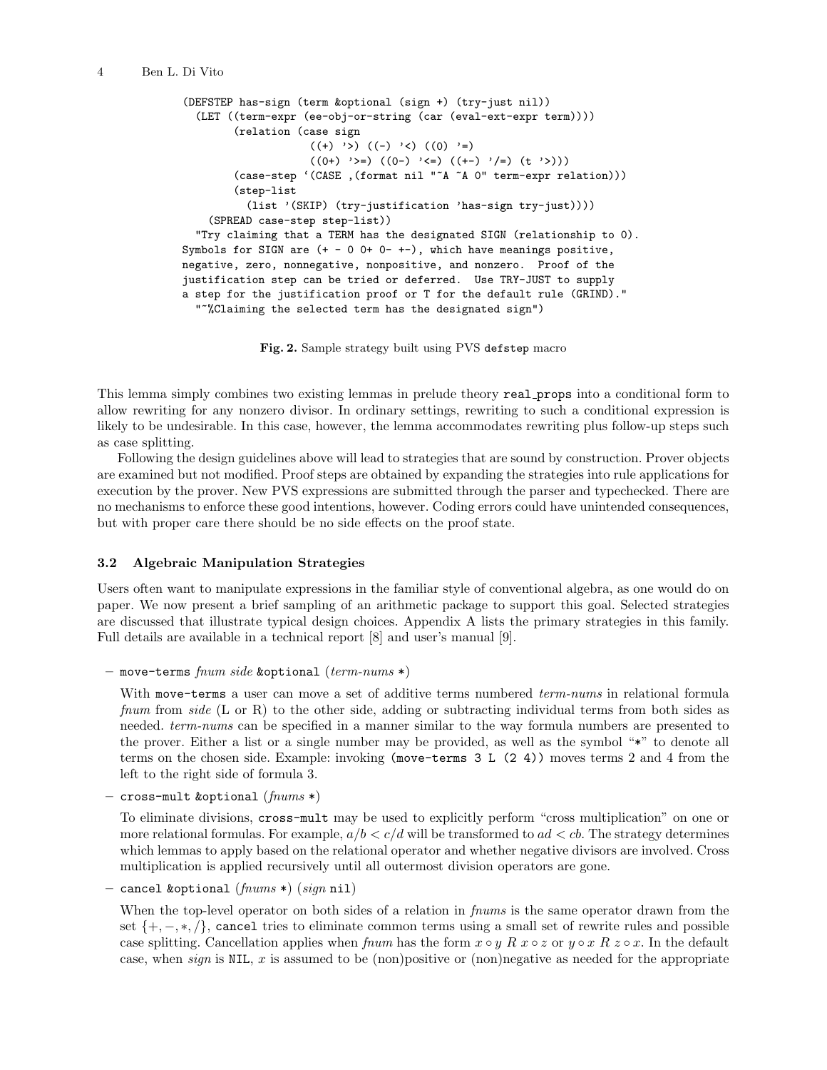```
(DEFSTEP has-sign (term &optional (sign +) (try-just nil))
  (LET ((term-expr (ee-obj-or-string (car (eval-ext-expr term))))
        (relation (case sign
                    ((+) '>) ((-) '<) ((0) '=)
                    ((0+) '>=) ((0-) '<=) ((+-) '/=) (t '>)))
        (case-step `(CASE ,(format nil "~A ~A 0" term-expr relation)))
        (step-list
          (list '(SKIP) (try-justification 'has-sign try-just))))
    (SPREAD case-step step-list))
  "Try claiming that a TERM has the designated SIGN (relationship to 0).
Symbols for SIGN are (+ - 0 0+ 0- +-), which have meanings positive,
negative, zero, nonnegative, nonpositive, and nonzero.  Proof of the
justification step can be tried or deferred.  Use TRY-JUST to supply
a step for the justification proof or T for the default rule (GRIND)."
  "~%Claiming the selected term has the designated sign")
```

**Fig. 2.** Sample strategy built using PVS `defstep` macro

This lemma simply combines two existing lemmas in prelude theory `real_props` into a conditional form to allow rewriting for any nonzero divisor. In ordinary settings, rewriting to such a conditional expression is likely to be undesirable. In this case, however, the lemma accommodates rewriting plus follow-up steps such as case splitting.

Following the design guidelines above will lead to strategies that are sound by construction. Prover objects are examined but not modified. Proof steps are obtained by expanding the strategies into rule applications for execution by the prover. New PVS expressions are submitted through the parser and typechecked. There are no mechanisms to enforce these good intentions, however. Coding errors could have unintended consequences, but with proper care there should be no side effects on the proof state.

### 3.2 Algebraic Manipulation Strategies

Users often want to manipulate expressions in the familiar style of conventional algebra, as one would do on paper. We now present a brief sampling of an arithmetic package to support this goal. Selected strategies are discussed that illustrate typical design choices. Appendix A lists the primary strategies in this family. Full details are available in a technical report [8] and user's manual [9].

- `move-terms` *fnum side* `&optional` (*term-nums* `*`)

  With `move-terms` a user can move a set of additive terms numbered *term-nums* in relational formula *fnum* from *side* (L or R) to the other side, adding or subtracting individual terms from both sides as needed. *term-nums* can be specified in a manner similar to the way formula numbers are presented to the prover. Either a list or a single number may be provided, as well as the symbol "*" to denote all terms on the chosen side. Example: invoking `(move-terms 3 L (2 4))` moves terms 2 and 4 from the left to the right side of formula 3.

- `cross-mult` `&optional` (*fnums* `*`)

  To eliminate divisions, `cross-mult` may be used to explicitly perform "cross multiplication" on one or more relational formulas. For example, $a/b < c/d$ will be transformed to $ad < cb$. The strategy determines which lemmas to apply based on the relational operator and whether negative divisors are involved. Cross multiplication is applied recursively until all outermost division operators are gone.

- `cancel` `&optional` (*fnums* `*`) (*sign* `nil`)

  When the top-level operator on both sides of a relation in *fnums* is the same operator drawn from the set $\{+, -, *, /\}$, `cancel` tries to eliminate common terms using a small set of rewrite rules and possible case splitting. Cancellation applies when *fnum* has the form $x \circ y \; R \; x \circ z$ or $y \circ x \; R \; z \circ x$. In the default case, when *sign* is `NIL`, $x$ is assumed to be (non)positive or (non)negative as needed for the appropriate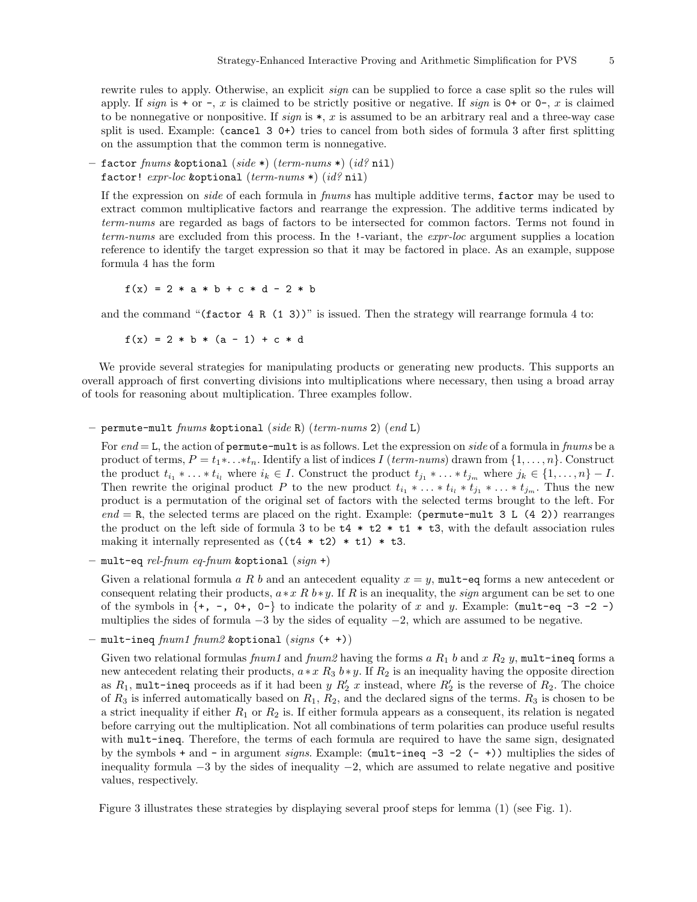rewrite rules to apply. Otherwise, an explicit *sign* can be supplied to force a case split so the rules will apply. If *sign* is `+` or `-`, $x$ is claimed to be strictly positive or negative. If *sign* is `0+` or `0-`, $x$ is claimed to be nonnegative or nonpositive. If *sign* is `*`, $x$ is assumed to be an arbitrary real and a three-way case split is used. Example: `(cancel 3 0+)` tries to cancel from both sides of formula 3 after first splitting on the assumption that the common term is nonnegative.

– `factor` *fnums* `&optional` (*side* `*`) (*term-nums* `*`) (*id?* `nil`)
  `factor!` *expr-loc* `&optional` (*term-nums* `*`) (*id?* `nil`)

  If the expression on *side* of each formula in *fnums* has multiple additive terms, `factor` may be used to extract common multiplicative factors and rearrange the expression. The additive terms indicated by *term-nums* are regarded as bags of factors to be intersected for common factors. Terms not found in *term-nums* are excluded from this process. In the `!`-variant, the *expr-loc* argument supplies a location reference to identify the target expression so that it may be factored in place. As an example, suppose formula 4 has the form

  ```
  f(x) = 2 * a * b + c * d - 2 * b
  ```

  and the command "`(factor 4 R (1 3))`" is issued. Then the strategy will rearrange formula 4 to:

  ```
  f(x) = 2 * b * (a - 1) + c * d
  ```

We provide several strategies for manipulating products or generating new products. This supports an overall approach of first converting divisions into multiplications where necessary, then using a broad array of tools for reasoning about multiplication. Three examples follow.

– `permute-mult` *fnums* `&optional` (*side* `R`) (*term-nums* `2`) (*end* `L`)

  For *end* = `L`, the action of `permute-mult` is as follows. Let the expression on *side* of a formula in *fnums* be a product of terms, $P = t_1 * \ldots * t_n$. Identify a list of indices $I$ (*term-nums*) drawn from $\{1, \ldots, n\}$. Construct the product $t_{i_1} * \ldots * t_{i_l}$ where $i_k \in I$. Construct the product $t_{j_1} * \ldots * t_{j_m}$ where $j_k \in \{1, \ldots, n\} - I$. Then rewrite the original product $P$ to the new product $t_{i_1} * \ldots * t_{i_l} * t_{j_1} * \ldots * t_{j_m}$. Thus the new product is a permutation of the original set of factors with the selected terms brought to the left. For *end* = `R`, the selected terms are placed on the right. Example: `(permute-mult 3 L (4 2))` rearranges the product on the left side of formula 3 to be `t4 * t2 * t1 * t3`, with the default association rules making it internally represented as `((t4 * t2) * t1) * t3`.

– `mult-eq` *rel-fnum eq-fnum* `&optional` (*sign* `+`)

  Given a relational formula $a\ R\ b$ and an antecedent equality $x = y$, `mult-eq` forms a new antecedent or consequent relating their products, $a * x\ R\ b * y$. If $R$ is an inequality, the *sign* argument can be set to one of the symbols in {`+`, `-`, `0+`, `0-`} to indicate the polarity of $x$ and $y$. Example: `(mult-eq -3 -2 -)` multiplies the sides of formula $-3$ by the sides of equality $-2$, which are assumed to be negative.

– `mult-ineq` *fnum1 fnum2* `&optional` (*signs* `(+ +)`)

  Given two relational formulas *fnum1* and *fnum2* having the forms $a\ R_1\ b$ and $x\ R_2\ y$, `mult-ineq` forms a new antecedent relating their products, $a * x\ R_3\ b * y$. If $R_2$ is an inequality having the opposite direction as $R_1$, `mult-ineq` proceeds as if it had been $y\ R_2'\ x$ instead, where $R_2'$ is the reverse of $R_2$. The choice of $R_3$ is inferred automatically based on $R_1$, $R_2$, and the declared signs of the terms. $R_3$ is chosen to be a strict inequality if either $R_1$ or $R_2$ is. If either formula appears as a consequent, its relation is negated before carrying out the multiplication. Not all combinations of term polarities can produce useful results with `mult-ineq`. Therefore, the terms of each formula are required to have the same sign, designated by the symbols `+` and `-` in argument *signs*. Example: `(mult-ineq -3 -2 (- +))` multiplies the sides of inequality formula $-3$ by the sides of inequality $-2$, which are assumed to relate negative and positive values, respectively.

Figure 3 illustrates these strategies by displaying several proof steps for lemma (1) (see Fig. 1).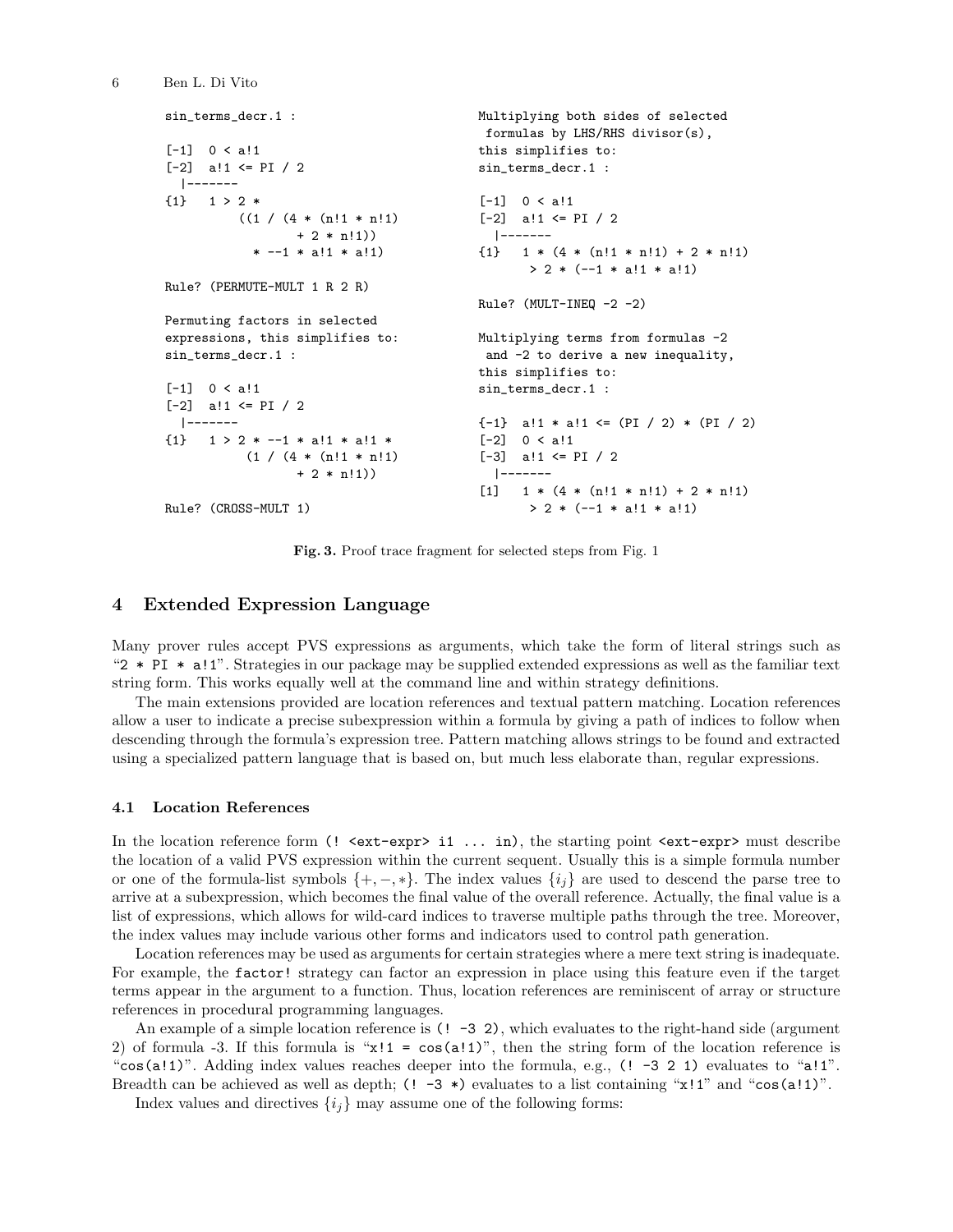```
sin_terms_decr.1 :

[-1]  0 < a!1
[-2]  a!1 <= PI / 2
  |-------
{1}   1 > 2 *
          ((1 / (4 * (n!1 * n!1)
                  + 2 * n!1))
            * --1 * a!1 * a!1)

Rule? (PERMUTE-MULT 1 R 2 R)

Permuting factors in selected
expressions, this simplifies to:
sin_terms_decr.1 :

[-1]  0 < a!1
[-2]  a!1 <= PI / 2
  |-------
{1}   1 > 2 * --1 * a!1 * a!1 *
           (1 / (4 * (n!1 * n!1)
                  + 2 * n!1))

Rule? (CROSS-MULT 1)

Multiplying both sides of selected
 formulas by LHS/RHS divisor(s),
this simplifies to:
sin_terms_decr.1 :

[-1]  0 < a!1
[-2]  a!1 <= PI / 2
  |-------
{1}   1 * (4 * (n!1 * n!1) + 2 * n!1)
       > 2 * (--1 * a!1 * a!1)

Rule? (MULT-INEQ -2 -2)

Multiplying terms from formulas -2
 and -2 to derive a new inequality,
this simplifies to:
sin_terms_decr.1 :

{-1}  a!1 * a!1 <= (PI / 2) * (PI / 2)
[-2]  0 < a!1
[-3]  a!1 <= PI / 2
  |-------
[1]   1 * (4 * (n!1 * n!1) + 2 * n!1)
       > 2 * (--1 * a!1 * a!1)
```

**Fig. 3.** Proof trace fragment for selected steps from Fig. 1

## 4 Extended Expression Language

Many prover rules accept PVS expressions as arguments, which take the form of literal strings such as "`2 * PI * a!1`". Strategies in our package may be supplied extended expressions as well as the familiar text string form. This works equally well at the command line and within strategy definitions.

The main extensions provided are location references and textual pattern matching. Location references allow a user to indicate a precise subexpression within a formula by giving a path of indices to follow when descending through the formula's expression tree. Pattern matching allows strings to be found and extracted using a specialized pattern language that is based on, but much less elaborate than, regular expressions.

### 4.1 Location References

In the location reference form `(! <ext-expr> i1 ... in)`, the starting point `<ext-expr>` must describe the location of a valid PVS expression within the current sequent. Usually this is a simple formula number or one of the formula-list symbols $\{+, -, *\}$. The index values $\{i_j\}$ are used to descend the parse tree to arrive at a subexpression, which becomes the final value of the overall reference. Actually, the final value is a list of expressions, which allows for wild-card indices to traverse multiple paths through the tree. Moreover, the index values may include various other forms and indicators used to control path generation.

Location references may be used as arguments for certain strategies where a mere text string is inadequate. For example, the `factor!` strategy can factor an expression in place using this feature even if the target terms appear in the argument to a function. Thus, location references are reminiscent of array or structure references in procedural programming languages.

An example of a simple location reference is `(! -3 2)`, which evaluates to the right-hand side (argument 2) of formula -3. If this formula is "`x!1 = cos(a!1)`", then the string form of the location reference is "`cos(a!1)`". Adding index values reaches deeper into the formula, e.g., `(! -3 2 1)` evaluates to "`a!1`". Breadth can be achieved as well as depth; `(! -3 *)` evaluates to a list containing "`x!1`" and "`cos(a!1)`".

Index values and directives $\{i_j\}$ may assume one of the following forms: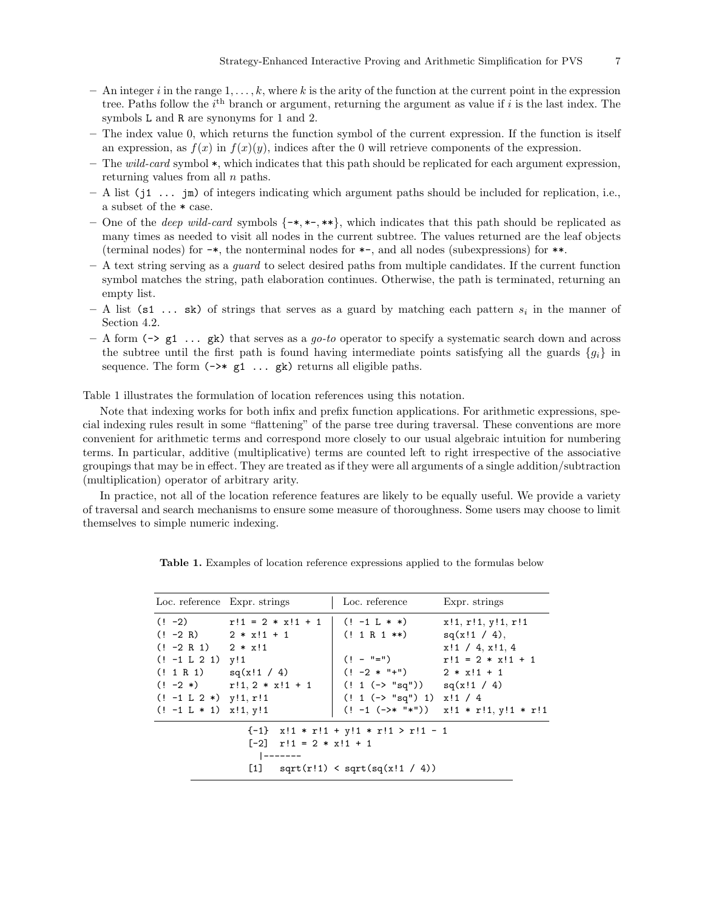- An integer $i$ in the range $1, \ldots, k$, where $k$ is the arity of the function at the current point in the expression tree. Paths follow the $i^{\text{th}}$ branch or argument, returning the argument as value if $i$ is the last index. The symbols `L` and `R` are synonyms for 1 and 2.
- The index value 0, which returns the function symbol of the current expression. If the function is itself an expression, as $f(x)$ in $f(x)(y)$, indices after the 0 will retrieve components of the expression.
- The *wild-card* symbol `*`, which indicates that this path should be replicated for each argument expression, returning values from all $n$ paths.
- A list `(j1 ... jm)` of integers indicating which argument paths should be included for replication, i.e., a subset of the `*` case.
- One of the *deep wild-card* symbols {`-*`, `*-`, `**`}, which indicates that this path should be replicated as many times as needed to visit all nodes in the current subtree. The values returned are the leaf objects (terminal nodes) for `-*`, the nonterminal nodes for `*-`, and all nodes (subexpressions) for `**`.
- A text string serving as a *guard* to select desired paths from multiple candidates. If the current function symbol matches the string, path elaboration continues. Otherwise, the path is terminated, returning an empty list.
- A list `(s1 ... sk)` of strings that serves as a guard by matching each pattern $s_i$ in the manner of Section 4.2.
- A form `(-> g1 ... gk)` that serves as a *go-to* operator to specify a systematic search down and across the subtree until the first path is found having intermediate points satisfying all the guards $\{g_i\}$ in sequence. The form `(->* g1 ... gk)` returns all eligible paths.

Table 1 illustrates the formulation of location references using this notation.

Note that indexing works for both infix and prefix function applications. For arithmetic expressions, special indexing rules result in some "flattening" of the parse tree during traversal. These conventions are more convenient for arithmetic terms and correspond more closely to our usual algebraic intuition for numbering terms. In particular, additive (multiplicative) terms are counted left to right irrespective of the associative groupings that may be in effect. They are treated as if they were all arguments of a single addition/subtraction (multiplication) operator of arbitrary arity.

In practice, not all of the location reference features are likely to be equally useful. We provide a variety of traversal and search mechanisms to ensure some measure of thoroughness. Some users may choose to limit themselves to simple numeric indexing.

**Table 1.** Examples of location reference expressions applied to the formulas below

| Loc. reference | Expr. strings | Loc. reference | Expr. strings |
|---|---|---|---|
| `(! -2)` | `r!1 = 2 * x!1 + 1` | `(! -1 L * *)` | `x!1, r!1, y!1, r!1` |
| `(! -2 R)` | `2 * x!1 + 1` | `(! 1 R 1 **)` | `sq(x!1 / 4),` |
| `(! -2 R 1)` | `2 * x!1` | | `x!1 / 4, x!1, 4` |
| `(! -1 L 2 1)` | `y!1` | `(! - "=")` | `r!1 = 2 * x!1 + 1` |
| `(! 1 R 1)` | `sq(x!1 / 4)` | `(! -2 * "+")` | `2 * x!1 + 1` |
| `(! -2 *)` | `r!1, 2 * x!1 + 1` | `(! 1 (-> "sq"))` | `sq(x!1 / 4)` |
| `(! -1 L 2 *)` | `y!1, r!1` | `(! 1 (-> "sq") 1)` | `x!1 / 4` |
| `(! -1 L * 1)` | `x!1, y!1` | `(! -1 (->* "*"))` | `x!1 * r!1, y!1 * r!1` |

```
{-1}  x!1 * r!1 + y!1 * r!1 > r!1 - 1
[-2]  r!1 = 2 * x!1 + 1
  |-------
[1]   sqrt(r!1) < sqrt(sq(x!1 / 4))
```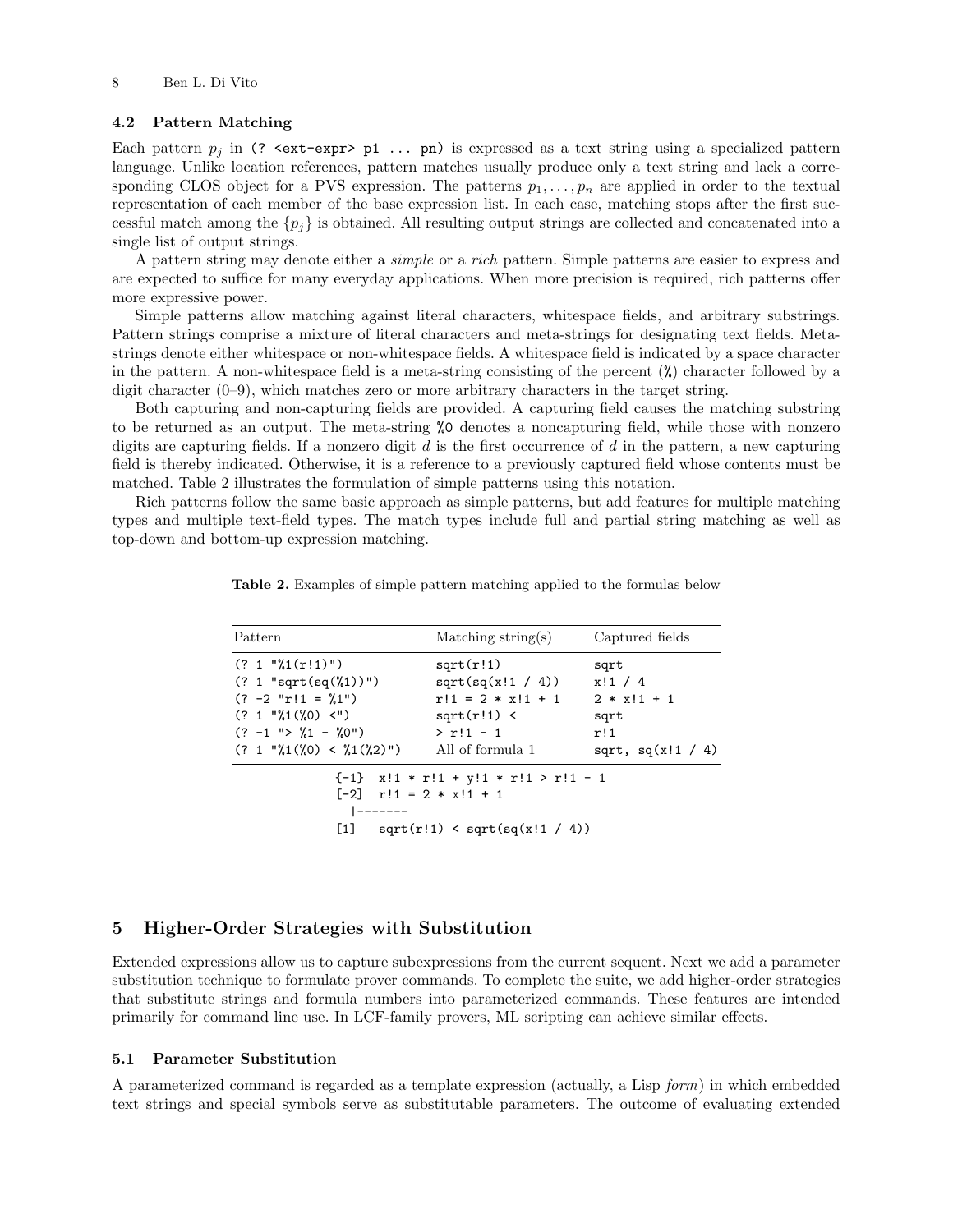### 4.2 Pattern Matching

Each pattern $p_j$ in `(? <ext-expr> p1 ... pn)` is expressed as a text string using a specialized pattern language. Unlike location references, pattern matches usually produce only a text string and lack a corresponding CLOS object for a PVS expression. The patterns $p_1, \ldots, p_n$ are applied in order to the textual representation of each member of the base expression list. In each case, matching stops after the first successful match among the $\{p_j\}$ is obtained. All resulting output strings are collected and concatenated into a single list of output strings.

A pattern string may denote either a *simple* or a *rich* pattern. Simple patterns are easier to express and are expected to suffice for many everyday applications. When more precision is required, rich patterns offer more expressive power.

Simple patterns allow matching against literal characters, whitespace fields, and arbitrary substrings. Pattern strings comprise a mixture of literal characters and meta-strings for designating text fields. Meta-strings denote either whitespace or non-whitespace fields. A whitespace field is indicated by a space character in the pattern. A non-whitespace field is a meta-string consisting of the percent (`%`) character followed by a digit character (0–9), which matches zero or more arbitrary characters in the target string.

Both capturing and non-capturing fields are provided. A capturing field causes the matching substring to be returned as an output. The meta-string `%0` denotes a noncapturing field, while those with nonzero digits are capturing fields. If a nonzero digit $d$ is the first occurrence of $d$ in the pattern, a new capturing field is thereby indicated. Otherwise, it is a reference to a previously captured field whose contents must be matched. Table 2 illustrates the formulation of simple patterns using this notation.

Rich patterns follow the same basic approach as simple patterns, but add features for multiple matching types and multiple text-field types. The match types include full and partial string matching as well as top-down and bottom-up expression matching.

**Table 2.** Examples of simple pattern matching applied to the formulas below

| Pattern | Matching string(s) | Captured fields |
|---|---|---|
| `(? 1 "%1(r!1)")` | `sqrt(r!1)` | `sqrt` |
| `(? 1 "sqrt(sq(%1))")` | `sqrt(sq(x!1 / 4))` | `x!1 / 4` |
| `(? -2 "r!1 = %1")` | `r!1 = 2 * x!1 + 1` | `2 * x!1 + 1` |
| `(? 1 "%1(%0) <")` | `sqrt(r!1) <` | `sqrt` |
| `(? -1 "> %1 - %0")` | `> r!1 - 1` | `r!1` |
| `(? 1 "%1(%0) < %1(%2)")` | All of formula 1 | `sqrt, sq(x!1 / 4)` |

```
{-1}  x!1 * r!1 + y!1 * r!1 > r!1 - 1
[-2]  r!1 = 2 * x!1 + 1
  |-------
[1]   sqrt(r!1) < sqrt(sq(x!1 / 4))
```

## 5 Higher-Order Strategies with Substitution

Extended expressions allow us to capture subexpressions from the current sequent. Next we add a parameter substitution technique to formulate prover commands. To complete the suite, we add higher-order strategies that substitute strings and formula numbers into parameterized commands. These features are intended primarily for command line use. In LCF-family provers, ML scripting can achieve similar effects.

### 5.1 Parameter Substitution

A parameterized command is regarded as a template expression (actually, a Lisp *form*) in which embedded text strings and special symbols serve as substitutable parameters. The outcome of evaluating extended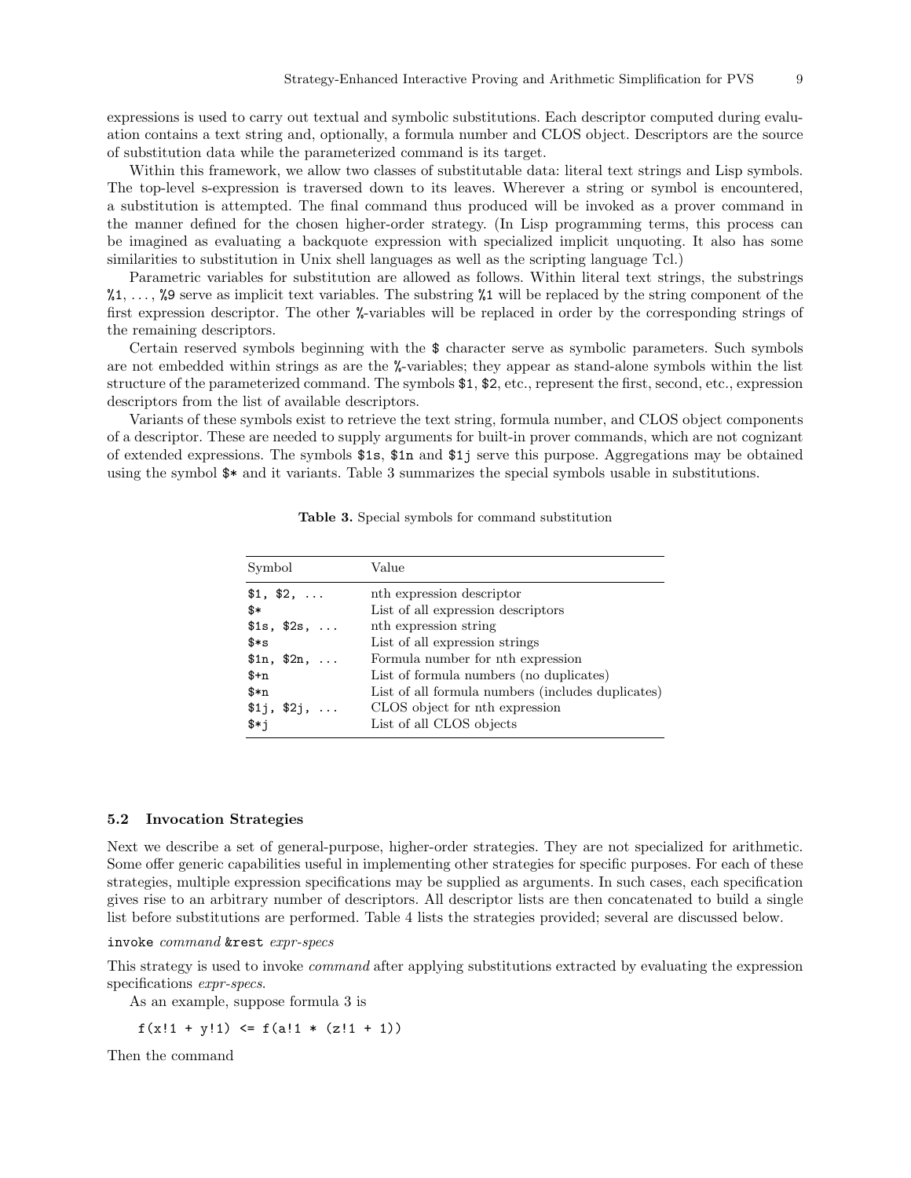expressions is used to carry out textual and symbolic substitutions. Each descriptor computed during evaluation contains a text string and, optionally, a formula number and CLOS object. Descriptors are the source of substitution data while the parameterized command is its target.

Within this framework, we allow two classes of substitutable data: literal text strings and Lisp symbols. The top-level s-expression is traversed down to its leaves. Wherever a string or symbol is encountered, a substitution is attempted. The final command thus produced will be invoked as a prover command in the manner defined for the chosen higher-order strategy. (In Lisp programming terms, this process can be imagined as evaluating a backquote expression with specialized implicit unquoting. It also has some similarities to substitution in Unix shell languages as well as the scripting language Tcl.)

Parametric variables for substitution are allowed as follows. Within literal text strings, the substrings `%1`, . . . , `%9` serve as implicit text variables. The substring `%1` will be replaced by the string component of the first expression descriptor. The other `%`-variables will be replaced in order by the corresponding strings of the remaining descriptors.

Certain reserved symbols beginning with the `$` character serve as symbolic parameters. Such symbols are not embedded within strings as are the `%`-variables; they appear as stand-alone symbols within the list structure of the parameterized command. The symbols `$1`, `$2`, etc., represent the first, second, etc., expression descriptors from the list of available descriptors.

Variants of these symbols exist to retrieve the text string, formula number, and CLOS object components of a descriptor. These are needed to supply arguments for built-in prover commands, which are not cognizant of extended expressions. The symbols `$1s`, `$1n` and `$1j` serve this purpose. Aggregations may be obtained using the symbol `$*` and it variants. Table 3 summarizes the special symbols usable in substitutions.

**Table 3.** Special symbols for command substitution

| Symbol | Value |
|---|---|
| `$1, $2, ...` | nth expression descriptor |
| `$*` | List of all expression descriptors |
| `$1s, $2s, ...` | nth expression string |
| `$*s` | List of all expression strings |
| `$1n, $2n, ...` | Formula number for nth expression |
| `$+n` | List of formula numbers (no duplicates) |
| `$*n` | List of all formula numbers (includes duplicates) |
| `$1j, $2j, ...` | CLOS object for nth expression |
| `$*j` | List of all CLOS objects |

### 5.2 Invocation Strategies

Next we describe a set of general-purpose, higher-order strategies. They are not specialized for arithmetic. Some offer generic capabilities useful in implementing other strategies for specific purposes. For each of these strategies, multiple expression specifications may be supplied as arguments. In such cases, each specification gives rise to an arbitrary number of descriptors. All descriptor lists are then concatenated to build a single list before substitutions are performed. Table 4 lists the strategies provided; several are discussed below.

`invoke` *command* `&rest` *expr-specs*

This strategy is used to invoke *command* after applying substitutions extracted by evaluating the expression specifications *expr-specs*.

As an example, suppose formula 3 is

```
f(x!1 + y!1) <= f(a!1 * (z!1 + 1))
```

Then the command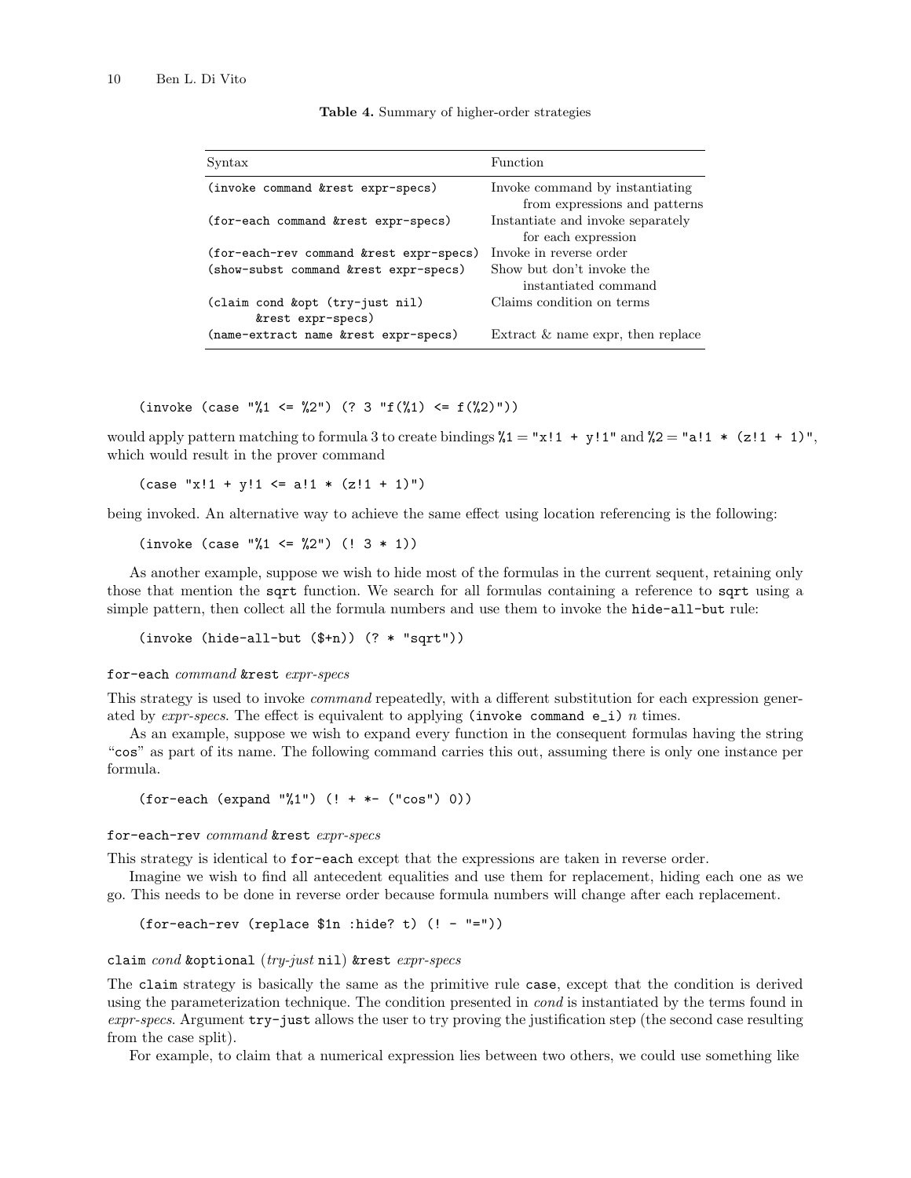**Table 4.** Summary of higher-order strategies

| Syntax | Function |
|---|---|
| `(invoke command &rest expr-specs)` | Invoke command by instantiating from expressions and patterns |
| `(for-each command &rest expr-specs)` | Instantiate and invoke separately for each expression |
| `(for-each-rev command &rest expr-specs)` | Invoke in reverse order |
| `(show-subst command &rest expr-specs)` | Show but don't invoke the instantiated command |
| `(claim cond &opt (try-just nil) &rest expr-specs)` | Claims condition on terms |
| `(name-extract name &rest expr-specs)` | Extract & name expr, then replace |

```
(invoke (case "%1 <= %2") (? 3 "f(%1) <= f(%2)"))
```

would apply pattern matching to formula 3 to create bindings %1 = `"x!1 + y!1"` and %2 = `"a!1 * (z!1 + 1)"`, which would result in the prover command

```
(case "x!1 + y!1 <= a!1 * (z!1 + 1)")
```

being invoked. An alternative way to achieve the same effect using location referencing is the following:

```
(invoke (case "%1 <= %2") (! 3 * 1))
```

As another example, suppose we wish to hide most of the formulas in the current sequent, retaining only those that mention the `sqrt` function. We search for all formulas containing a reference to `sqrt` using a simple pattern, then collect all the formula numbers and use them to invoke the `hide-all-but` rule:

```
(invoke (hide-all-but ($+n)) (? * "sqrt"))
```

`for-each` *command* `&rest` *expr-specs*

This strategy is used to invoke *command* repeatedly, with a different substitution for each expression generated by *expr-specs*. The effect is equivalent to applying `(invoke command e_i)` *n* times.

As an example, suppose we wish to expand every function in the consequent formulas having the string "`cos`" as part of its name. The following command carries this out, assuming there is only one instance per formula.

```
(for-each (expand "%1") (! + *- ("cos") 0))
```

`for-each-rev` *command* `&rest` *expr-specs*

This strategy is identical to `for-each` except that the expressions are taken in reverse order.

Imagine we wish to find all antecedent equalities and use them for replacement, hiding each one as we go. This needs to be done in reverse order because formula numbers will change after each replacement.

```
(for-each-rev (replace $1n :hide? t) (! - "="))
```

`claim` *cond* `&optional` (*try-just* `nil`) `&rest` *expr-specs*

The `claim` strategy is basically the same as the primitive rule `case`, except that the condition is derived using the parameterization technique. The condition presented in *cond* is instantiated by the terms found in *expr-specs*. Argument `try-just` allows the user to try proving the justification step (the second case resulting from the case split).

For example, to claim that a numerical expression lies between two others, we could use something like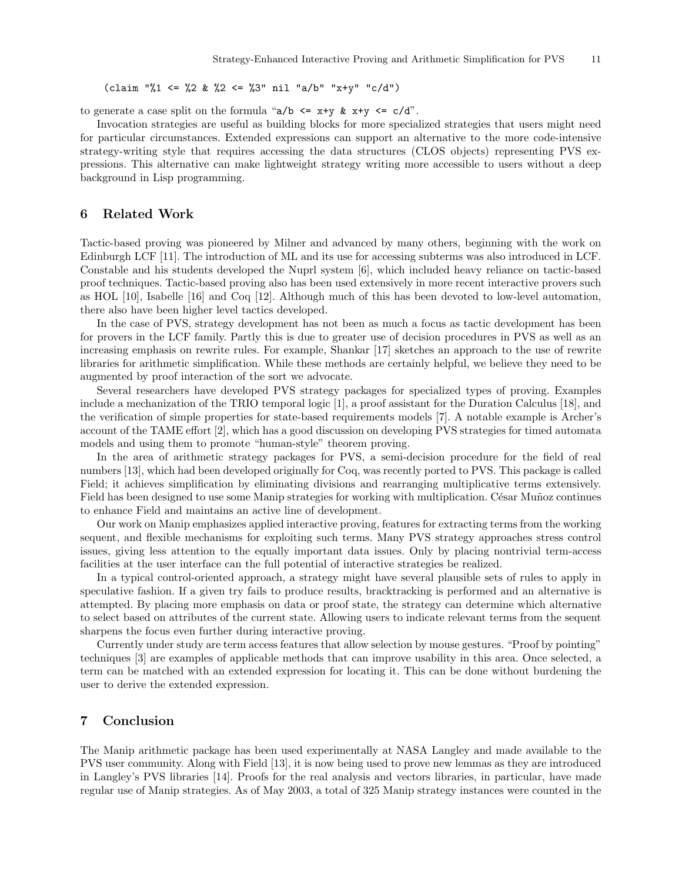```
(claim "%1 <= %2 & %2 <= %3" nil "a/b" "x+y" "c/d")
```

to generate a case split on the formula "`a/b <= x+y & x+y <= c/d`".

Invocation strategies are useful as building blocks for more specialized strategies that users might need for particular circumstances. Extended expressions can support an alternative to the more code-intensive strategy-writing style that requires accessing the data structures (CLOS objects) representing PVS expressions. This alternative can make lightweight strategy writing more accessible to users without a deep background in Lisp programming.

## 6 Related Work

Tactic-based proving was pioneered by Milner and advanced by many others, beginning with the work on Edinburgh LCF [11]. The introduction of ML and its use for accessing subterms was also introduced in LCF. Constable and his students developed the Nuprl system [6], which included heavy reliance on tactic-based proof techniques. Tactic-based proving also has been used extensively in more recent interactive provers such as HOL [10], Isabelle [16] and Coq [12]. Although much of this has been devoted to low-level automation, there also have been higher level tactics developed.

In the case of PVS, strategy development has not been as much a focus as tactic development has been for provers in the LCF family. Partly this is due to greater use of decision procedures in PVS as well as an increasing emphasis on rewrite rules. For example, Shankar [17] sketches an approach to the use of rewrite libraries for arithmetic simplification. While these methods are certainly helpful, we believe they need to be augmented by proof interaction of the sort we advocate.

Several researchers have developed PVS strategy packages for specialized types of proving. Examples include a mechanization of the TRIO temporal logic [1], a proof assistant for the Duration Calculus [18], and the verification of simple properties for state-based requirements models [7]. A notable example is Archer's account of the TAME effort [2], which has a good discussion on developing PVS strategies for timed automata models and using them to promote "human-style" theorem proving.

In the area of arithmetic strategy packages for PVS, a semi-decision procedure for the field of real numbers [13], which had been developed originally for Coq, was recently ported to PVS. This package is called Field; it achieves simplification by eliminating divisions and rearranging multiplicative terms extensively. Field has been designed to use some Manip strategies for working with multiplication. César Muñoz continues to enhance Field and maintains an active line of development.

Our work on Manip emphasizes applied interactive proving, features for extracting terms from the working sequent, and flexible mechanisms for exploiting such terms. Many PVS strategy approaches stress control issues, giving less attention to the equally important data issues. Only by placing nontrivial term-access facilities at the user interface can the full potential of interactive strategies be realized.

In a typical control-oriented approach, a strategy might have several plausible sets of rules to apply in speculative fashion. If a given try fails to produce results, bracktracking is performed and an alternative is attempted. By placing more emphasis on data or proof state, the strategy can determine which alternative to select based on attributes of the current state. Allowing users to indicate relevant terms from the sequent sharpens the focus even further during interactive proving.

Currently under study are term access features that allow selection by mouse gestures. "Proof by pointing" techniques [3] are examples of applicable methods that can improve usability in this area. Once selected, a term can be matched with an extended expression for locating it. This can be done without burdening the user to derive the extended expression.

## 7 Conclusion

The Manip arithmetic package has been used experimentally at NASA Langley and made available to the PVS user community. Along with Field [13], it is now being used to prove new lemmas as they are introduced in Langley's PVS libraries [14]. Proofs for the real analysis and vectors libraries, in particular, have made regular use of Manip strategies. As of May 2003, a total of 325 Manip strategy instances were counted in the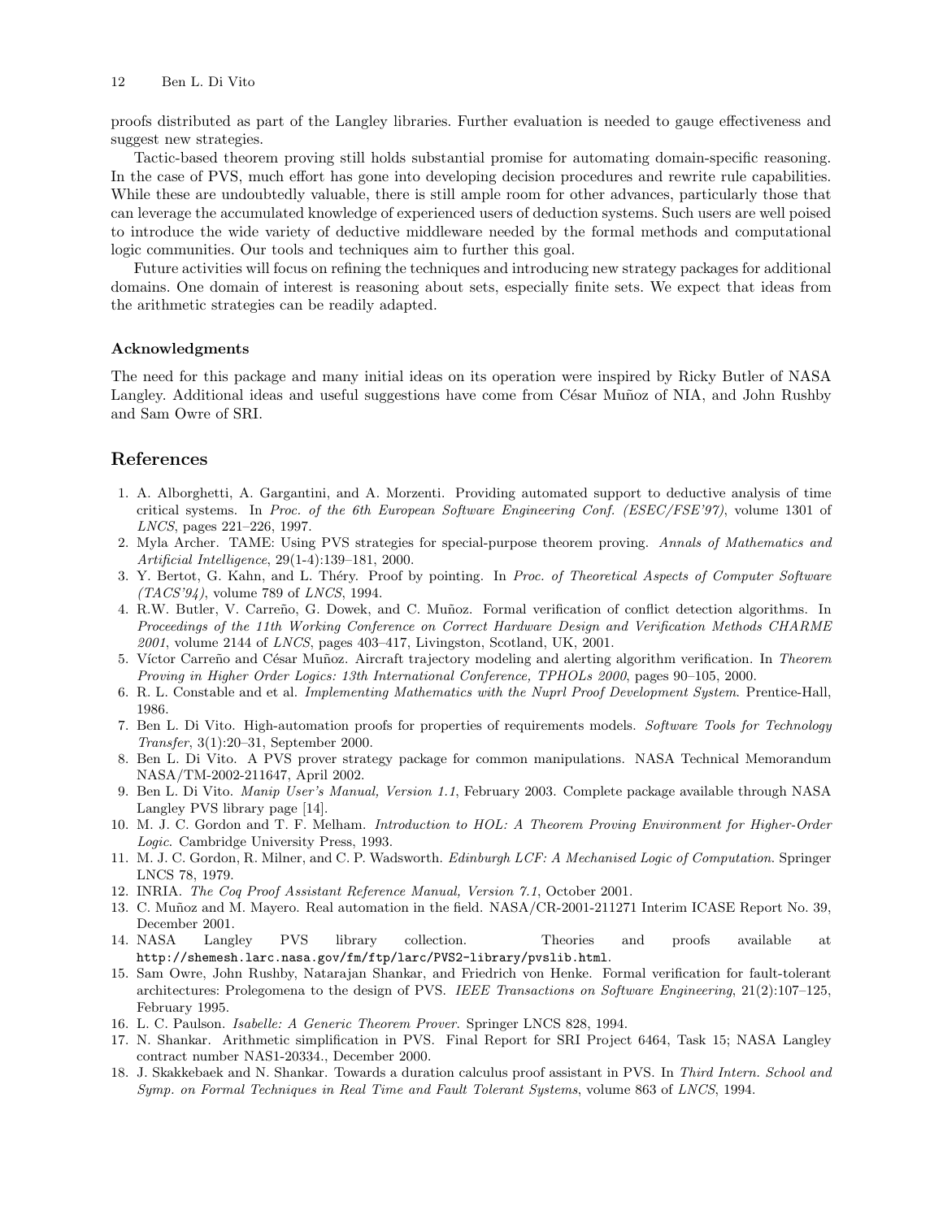proofs distributed as part of the Langley libraries. Further evaluation is needed to gauge effectiveness and suggest new strategies.

Tactic-based theorem proving still holds substantial promise for automating domain-specific reasoning. In the case of PVS, much effort has gone into developing decision procedures and rewrite rule capabilities. While these are undoubtedly valuable, there is still ample room for other advances, particularly those that can leverage the accumulated knowledge of experienced users of deduction systems. Such users are well poised to introduce the wide variety of deductive middleware needed by the formal methods and computational logic communities. Our tools and techniques aim to further this goal.

Future activities will focus on refining the techniques and introducing new strategy packages for additional domains. One domain of interest is reasoning about sets, especially finite sets. We expect that ideas from the arithmetic strategies can be readily adapted.

### Acknowledgments

The need for this package and many initial ideas on its operation were inspired by Ricky Butler of NASA Langley. Additional ideas and useful suggestions have come from César Muñoz of NIA, and John Rushby and Sam Owre of SRI.

## References

1. A. Alborghetti, A. Gargantini, and A. Morzenti. Providing automated support to deductive analysis of time critical systems. In *Proc. of the 6th European Software Engineering Conf. (ESEC/FSE'97)*, volume 1301 of *LNCS*, pages 221–226, 1997.
2. Myla Archer. TAME: Using PVS strategies for special-purpose theorem proving. *Annals of Mathematics and Artificial Intelligence*, 29(1-4):139–181, 2000.
3. Y. Bertot, G. Kahn, and L. Théry. Proof by pointing. In *Proc. of Theoretical Aspects of Computer Software (TACS'94)*, volume 789 of *LNCS*, 1994.
4. R.W. Butler, V. Carreño, G. Dowek, and C. Muñoz. Formal verification of conflict detection algorithms. In *Proceedings of the 11th Working Conference on Correct Hardware Design and Verification Methods CHARME 2001*, volume 2144 of *LNCS*, pages 403–417, Livingston, Scotland, UK, 2001.
5. Víctor Carreño and César Muñoz. Aircraft trajectory modeling and alerting algorithm verification. In *Theorem Proving in Higher Order Logics: 13th International Conference, TPHOLs 2000*, pages 90–105, 2000.
6. R. L. Constable and et al. *Implementing Mathematics with the Nuprl Proof Development System*. Prentice-Hall, 1986.
7. Ben L. Di Vito. High-automation proofs for properties of requirements models. *Software Tools for Technology Transfer*, 3(1):20–31, September 2000.
8. Ben L. Di Vito. A PVS prover strategy package for common manipulations. NASA Technical Memorandum NASA/TM-2002-211647, April 2002.
9. Ben L. Di Vito. *Manip User's Manual, Version 1.1*, February 2003. Complete package available through NASA Langley PVS library page [14].
10. M. J. C. Gordon and T. F. Melham. *Introduction to HOL: A Theorem Proving Environment for Higher-Order Logic*. Cambridge University Press, 1993.
11. M. J. C. Gordon, R. Milner, and C. P. Wadsworth. *Edinburgh LCF: A Mechanised Logic of Computation*. Springer LNCS 78, 1979.
12. INRIA. *The Coq Proof Assistant Reference Manual, Version 7.1*, October 2001.
13. C. Muñoz and M. Mayero. Real automation in the field. NASA/CR-2001-211271 Interim ICASE Report No. 39, December 2001.
14. NASA Langley PVS library collection. Theories and proofs available at `http://shemesh.larc.nasa.gov/fm/ftp/larc/PVS2-library/pvslib.html`.
15. Sam Owre, John Rushby, Natarajan Shankar, and Friedrich von Henke. Formal verification for fault-tolerant architectures: Prolegomena to the design of PVS. *IEEE Transactions on Software Engineering*, 21(2):107–125, February 1995.
16. L. C. Paulson. *Isabelle: A Generic Theorem Prover*. Springer LNCS 828, 1994.
17. N. Shankar. Arithmetic simplification in PVS. Final Report for SRI Project 6464, Task 15; NASA Langley contract number NAS1-20334., December 2000.
18. J. Skakkebaek and N. Shankar. Towards a duration calculus proof assistant in PVS. In *Third Intern. School and Symp. on Formal Techniques in Real Time and Fault Tolerant Systems*, volume 863 of *LNCS*, 1994.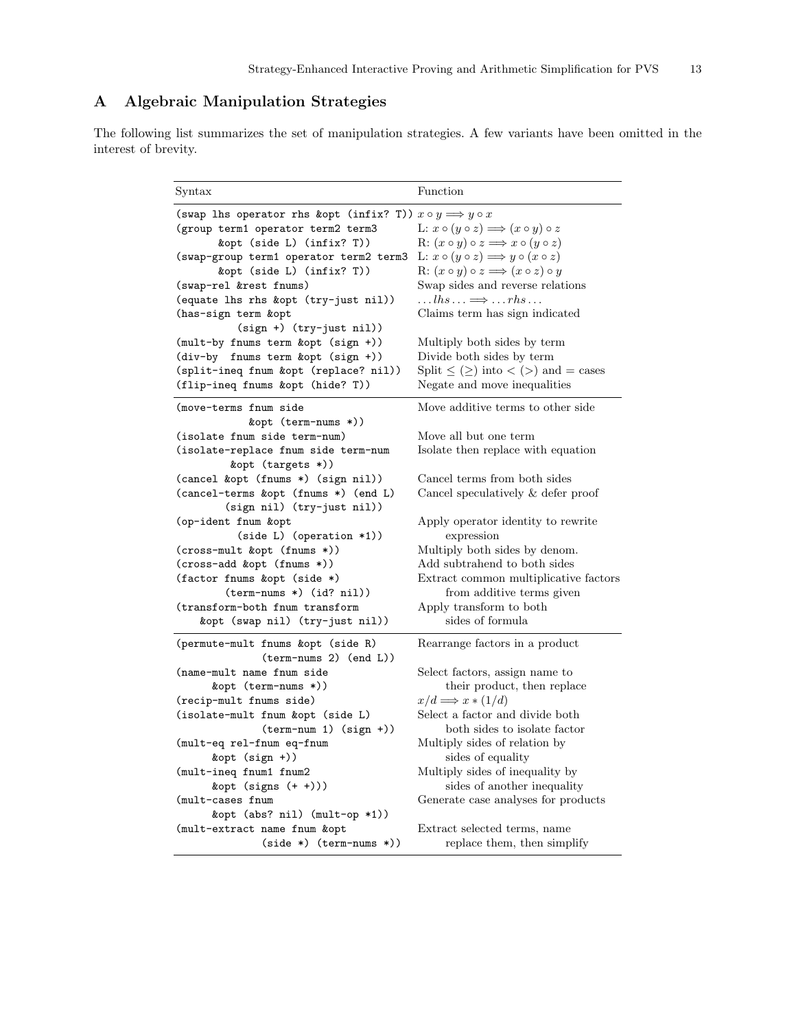## A Algebraic Manipulation Strategies

The following list summarizes the set of manipulation strategies. A few variants have been omitted in the interest of brevity.

| Syntax | Function |
|---|---|
| `(swap lhs operator rhs &opt (infix? T))` | $x \circ y \Longrightarrow y \circ x$ |
| `(group term1 operator term2 term3 &opt (side L) (infix? T))` | L: $x \circ (y \circ z) \Longrightarrow (x \circ y) \circ z$ <br> R: $(x \circ y) \circ z \Longrightarrow x \circ (y \circ z)$ |
| `(swap-group term1 operator term2 term3 &opt (side L) (infix? T))` | L: $x \circ (y \circ z) \Longrightarrow y \circ (x \circ z)$ <br> R: $(x \circ y) \circ z \Longrightarrow (x \circ z) \circ y$ |
| `(swap-rel &rest fnums)` | Swap sides and reverse relations |
| `(equate lhs rhs &opt (try-just nil))` | $\ldots lhs \ldots \Longrightarrow \ldots rhs \ldots$ |
| `(has-sign term &opt (sign +) (try-just nil))` | Claims term has sign indicated |
| `(mult-by fnums term &opt (sign +))` | Multiply both sides by term |
| `(div-by fnums term &opt (sign +))` | Divide both sides by term |
| `(split-ineq fnum &opt (replace? nil))` | Split $\leq$ ($\geq$) into $<$ ($>$) and $=$ cases |
| `(flip-ineq fnums &opt (hide? T))` | Negate and move inequalities |
| `(move-terms fnum side &opt (term-nums *))` | Move additive terms to other side |
| `(isolate fnum side term-num)` | Move all but one term |
| `(isolate-replace fnum side term-num &opt (targets *))` | Isolate then replace with equation |
| `(cancel &opt (fnums *) (sign nil))` | Cancel terms from both sides |
| `(cancel-terms &opt (fnums *) (end L) (sign nil) (try-just nil))` | Cancel speculatively & defer proof |
| `(op-ident fnum &opt (side L) (operation *1))` | Apply operator identity to rewrite expression |
| `(cross-mult &opt (fnums *))` | Multiply both sides by denom. |
| `(cross-add &opt (fnums *))` | Add subtrahend to both sides |
| `(factor fnums &opt (side *) (term-nums *) (id? nil))` | Extract common multiplicative factors from additive terms given |
| `(transform-both fnum transform &opt (swap nil) (try-just nil))` | Apply transform to both sides of formula |
| `(permute-mult fnums &opt (side R) (term-nums 2) (end L))` | Rearrange factors in a product |
| `(name-mult name fnum side &opt (term-nums *))` | Select factors, assign name to their product, then replace |
| `(recip-mult fnums side)` | $x/d \Longrightarrow x * (1/d)$ |
| `(isolate-mult fnum &opt (side L) (term-num 1) (sign +))` | Select a factor and divide both both sides to isolate factor |
| `(mult-eq rel-fnum eq-fnum &opt (sign +))` | Multiply sides of relation by sides of equality |
| `(mult-ineq fnum1 fnum2 &opt (signs (+ +)))` | Multiply sides of inequality by sides of another inequality |
| `(mult-cases fnum &opt (abs? nil) (mult-op *1))` | Generate case analyses for products |
| `(mult-extract name fnum &opt (side *) (term-nums *))` | Extract selected terms, name replace them, then simplify |